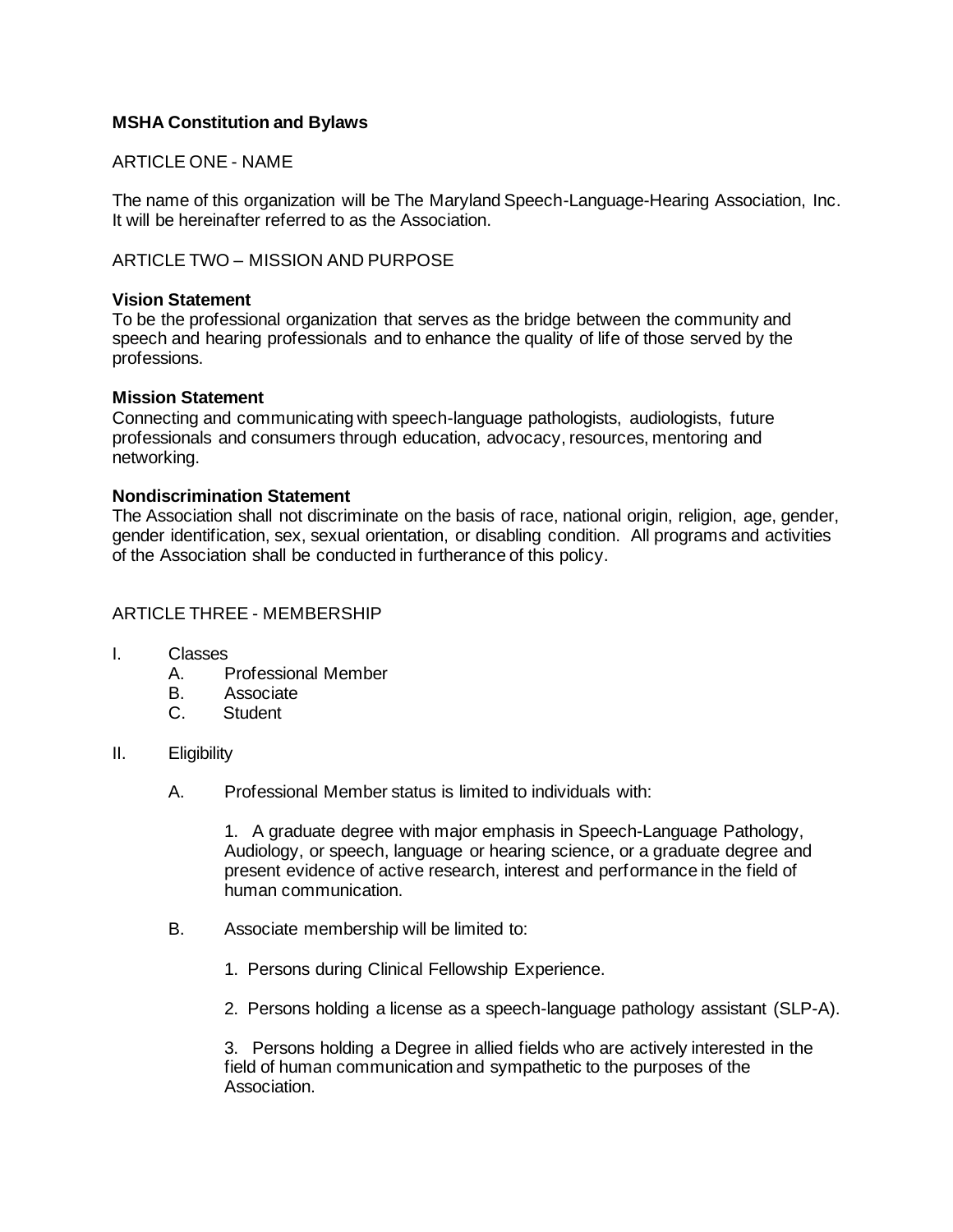# MSHA Constitution and Bylaws

## ARTICLE ONE - NAME

The name of this organization will be The Maryland Speech-Language-Hearing Association, Inc. It will be hereinafter referred to as the Association.

## ARTICLE TWO – MISSION AND PURPOSE

**Vision Statement**
To be the professional organization that serves as the bridge between the community and speech and hearing professionals and to enhance the quality of life of those served by the professions.

**Mission Statement**
Connecting and communicating with speech-language pathologists, audiologists, future professionals and consumers through education, advocacy, resources, mentoring and networking.

**Nondiscrimination Statement**
The Association shall not discriminate on the basis of race, national origin, religion, age, gender, gender identification, sex, sexual orientation, or disabling condition. All programs and activities of the Association shall be conducted in furtherance of this policy.

## ARTICLE THREE - MEMBERSHIP

I. Classes
   A. Professional Member
   B. Associate
   C. Student

II. Eligibility

   A. Professional Member status is limited to individuals with:

      1. A graduate degree with major emphasis in Speech-Language Pathology, Audiology, or speech, language or hearing science, or a graduate degree and present evidence of active research, interest and performance in the field of human communication.

   B. Associate membership will be limited to:

      1. Persons during Clinical Fellowship Experience.

      2. Persons holding a license as a speech-language pathology assistant (SLP-A).

      3. Persons holding a Degree in allied fields who are actively interested in the field of human communication and sympathetic to the purposes of the Association.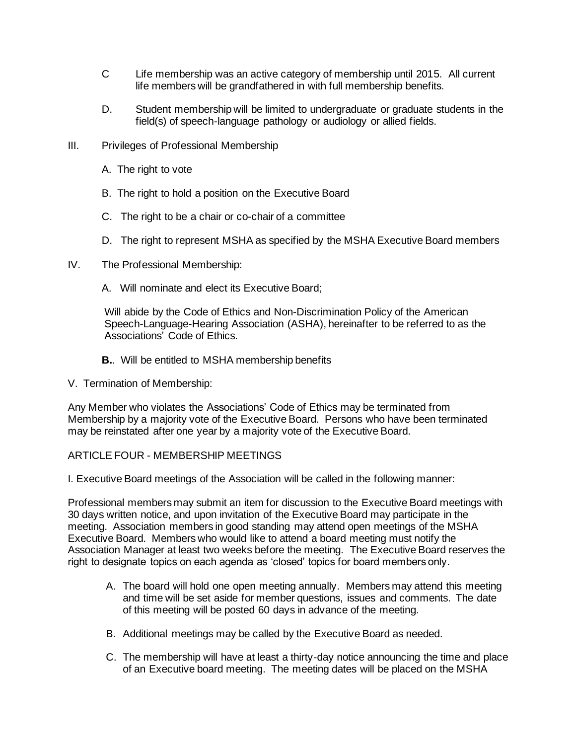C Life membership was an active category of membership until 2015. All current life members will be grandfathered in with full membership benefits.

D. Student membership will be limited to undergraduate or graduate students in the field(s) of speech-language pathology or audiology or allied fields.

III. Privileges of Professional Membership

A. The right to vote

B. The right to hold a position on the Executive Board

C. The right to be a chair or co-chair of a committee

D. The right to represent MSHA as specified by the MSHA Executive Board members

IV. The Professional Membership:

A. Will nominate and elect its Executive Board;

Will abide by the Code of Ethics and Non-Discrimination Policy of the American Speech-Language-Hearing Association (ASHA), hereinafter to be referred to as the Associations' Code of Ethics.

**B.**. Will be entitled to MSHA membership benefits

V. Termination of Membership:

Any Member who violates the Associations' Code of Ethics may be terminated from Membership by a majority vote of the Executive Board. Persons who have been terminated may be reinstated after one year by a majority vote of the Executive Board.

ARTICLE FOUR - MEMBERSHIP MEETINGS

I. Executive Board meetings of the Association will be called in the following manner:

Professional members may submit an item for discussion to the Executive Board meetings with 30 days written notice, and upon invitation of the Executive Board may participate in the meeting. Association members in good standing may attend open meetings of the MSHA Executive Board. Members who would like to attend a board meeting must notify the Association Manager at least two weeks before the meeting. The Executive Board reserves the right to designate topics on each agenda as 'closed' topics for board members only.

A. The board will hold one open meeting annually. Members may attend this meeting and time will be set aside for member questions, issues and comments. The date of this meeting will be posted 60 days in advance of the meeting.

B. Additional meetings may be called by the Executive Board as needed.

C. The membership will have at least a thirty-day notice announcing the time and place of an Executive board meeting. The meeting dates will be placed on the MSHA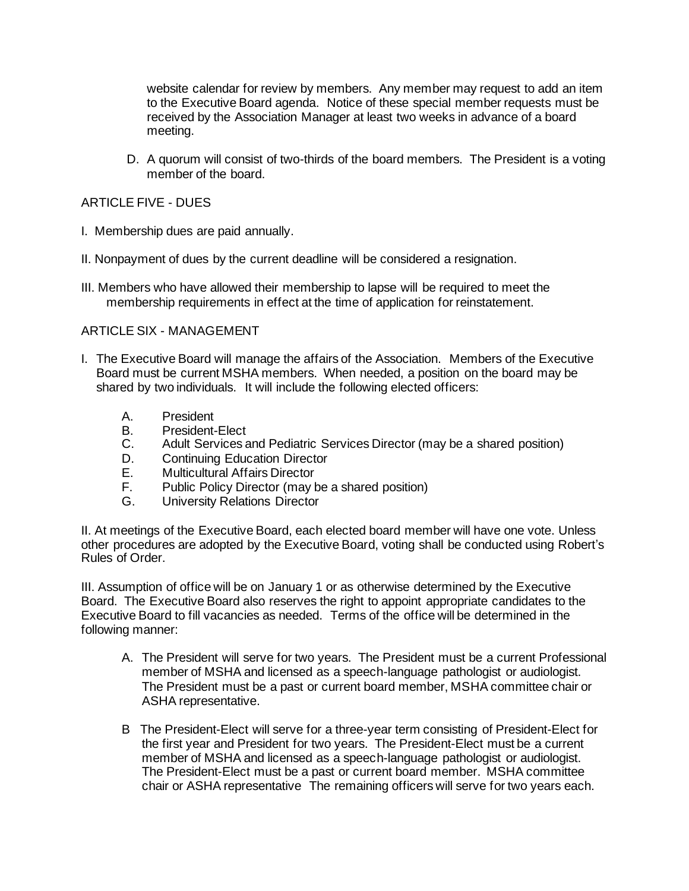website calendar for review by members. Any member may request to add an item to the Executive Board agenda. Notice of these special member requests must be received by the Association Manager at least two weeks in advance of a board meeting.

D. A quorum will consist of two-thirds of the board members. The President is a voting member of the board.

ARTICLE FIVE - DUES

I. Membership dues are paid annually.

II. Nonpayment of dues by the current deadline will be considered a resignation.

III. Members who have allowed their membership to lapse will be required to meet the membership requirements in effect at the time of application for reinstatement.

ARTICLE SIX - MANAGEMENT

I. The Executive Board will manage the affairs of the Association. Members of the Executive Board must be current MSHA members. When needed, a position on the board may be shared by two individuals. It will include the following elected officers:

A. President
B. President-Elect
C. Adult Services and Pediatric Services Director (may be a shared position)
D. Continuing Education Director
E. Multicultural Affairs Director
F. Public Policy Director (may be a shared position)
G. University Relations Director

II. At meetings of the Executive Board, each elected board member will have one vote. Unless other procedures are adopted by the Executive Board, voting shall be conducted using Robert's Rules of Order.

III. Assumption of office will be on January 1 or as otherwise determined by the Executive Board. The Executive Board also reserves the right to appoint appropriate candidates to the Executive Board to fill vacancies as needed. Terms of the office will be determined in the following manner:

A. The President will serve for two years. The President must be a current Professional member of MSHA and licensed as a speech-language pathologist or audiologist. The President must be a past or current board member, MSHA committee chair or ASHA representative.

B The President-Elect will serve for a three-year term consisting of President-Elect for the first year and President for two years. The President-Elect must be a current member of MSHA and licensed as a speech-language pathologist or audiologist. The President-Elect must be a past or current board member. MSHA committee chair or ASHA representative The remaining officers will serve for two years each.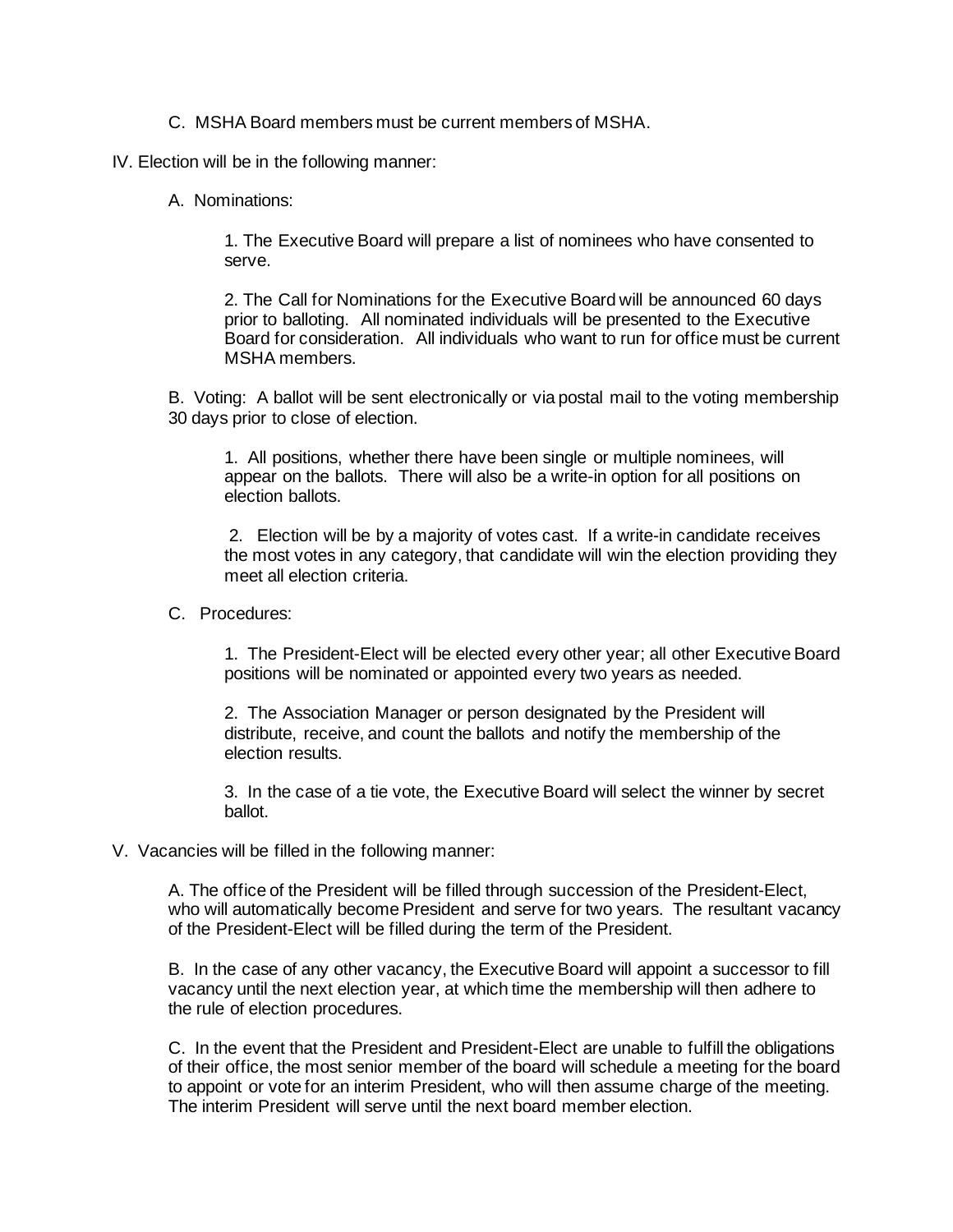C. MSHA Board members must be current members of MSHA.

IV. Election will be in the following manner:

A. Nominations:

1. The Executive Board will prepare a list of nominees who have consented to serve.

2. The Call for Nominations for the Executive Board will be announced 60 days prior to balloting. All nominated individuals will be presented to the Executive Board for consideration. All individuals who want to run for office must be current MSHA members.

B. Voting: A ballot will be sent electronically or via postal mail to the voting membership 30 days prior to close of election.

1. All positions, whether there have been single or multiple nominees, will appear on the ballots. There will also be a write-in option for all positions on election ballots.

2. Election will be by a majority of votes cast. If a write-in candidate receives the most votes in any category, that candidate will win the election providing they meet all election criteria.

C. Procedures:

1. The President-Elect will be elected every other year; all other Executive Board positions will be nominated or appointed every two years as needed.

2. The Association Manager or person designated by the President will distribute, receive, and count the ballots and notify the membership of the election results.

3. In the case of a tie vote, the Executive Board will select the winner by secret ballot.

V. Vacancies will be filled in the following manner:

A. The office of the President will be filled through succession of the President-Elect, who will automatically become President and serve for two years. The resultant vacancy of the President-Elect will be filled during the term of the President.

B. In the case of any other vacancy, the Executive Board will appoint a successor to fill vacancy until the next election year, at which time the membership will then adhere to the rule of election procedures.

C. In the event that the President and President-Elect are unable to fulfill the obligations of their office, the most senior member of the board will schedule a meeting for the board to appoint or vote for an interim President, who will then assume charge of the meeting. The interim President will serve until the next board member election.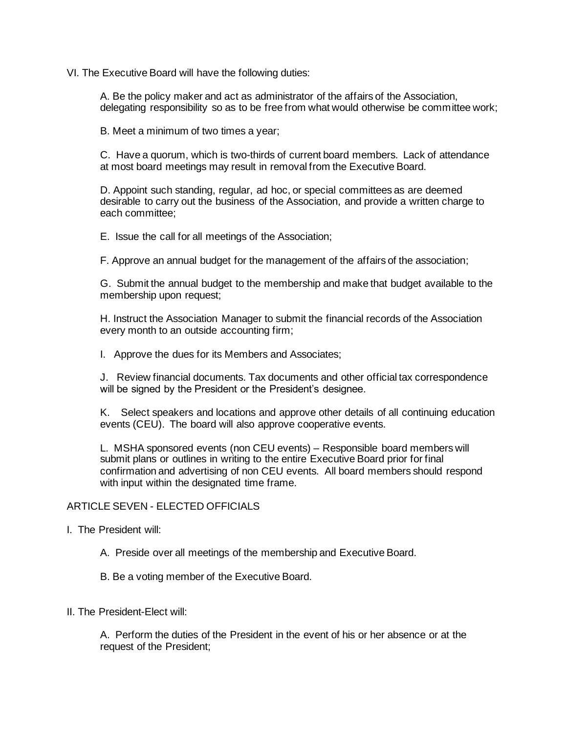VI. The Executive Board will have the following duties:

A. Be the policy maker and act as administrator of the affairs of the Association, delegating responsibility so as to be free from what would otherwise be committee work;

B. Meet a minimum of two times a year;

C. Have a quorum, which is two-thirds of current board members. Lack of attendance at most board meetings may result in removal from the Executive Board.

D. Appoint such standing, regular, ad hoc, or special committees as are deemed desirable to carry out the business of the Association, and provide a written charge to each committee;

E. Issue the call for all meetings of the Association;

F. Approve an annual budget for the management of the affairs of the association;

G. Submit the annual budget to the membership and make that budget available to the membership upon request;

H. Instruct the Association Manager to submit the financial records of the Association every month to an outside accounting firm;

I. Approve the dues for its Members and Associates;

J. Review financial documents. Tax documents and other official tax correspondence will be signed by the President or the President's designee.

K. Select speakers and locations and approve other details of all continuing education events (CEU). The board will also approve cooperative events.

L. MSHA sponsored events (non CEU events) – Responsible board members will submit plans or outlines in writing to the entire Executive Board prior for final confirmation and advertising of non CEU events. All board members should respond with input within the designated time frame.

## ARTICLE SEVEN - ELECTED OFFICIALS

I. The President will:

A. Preside over all meetings of the membership and Executive Board.

B. Be a voting member of the Executive Board.

II. The President-Elect will:

A. Perform the duties of the President in the event of his or her absence or at the request of the President;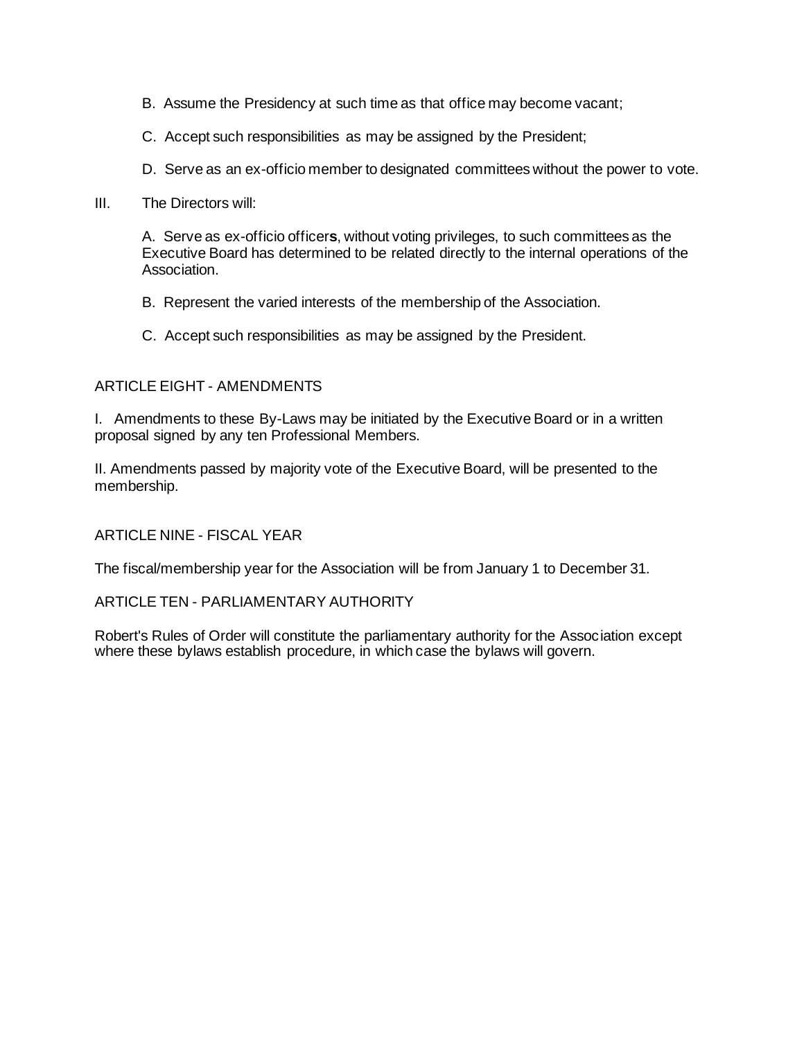B. Assume the Presidency at such time as that office may become vacant;

C. Accept such responsibilities as may be assigned by the President;

D. Serve as an ex-officio member to designated committees without the power to vote.

III. The Directors will:

A. Serve as ex-officio officer**s**, without voting privileges, to such committees as the Executive Board has determined to be related directly to the internal operations of the Association.

B. Represent the varied interests of the membership of the Association.

C. Accept such responsibilities as may be assigned by the President.

## ARTICLE EIGHT - AMENDMENTS

I. Amendments to these By-Laws may be initiated by the Executive Board or in a written proposal signed by any ten Professional Members.

II. Amendments passed by majority vote of the Executive Board, will be presented to the membership.

## ARTICLE NINE - FISCAL YEAR

The fiscal/membership year for the Association will be from January 1 to December 31.

## ARTICLE TEN - PARLIAMENTARY AUTHORITY

Robert's Rules of Order will constitute the parliamentary authority for the Association except where these bylaws establish procedure, in which case the bylaws will govern.